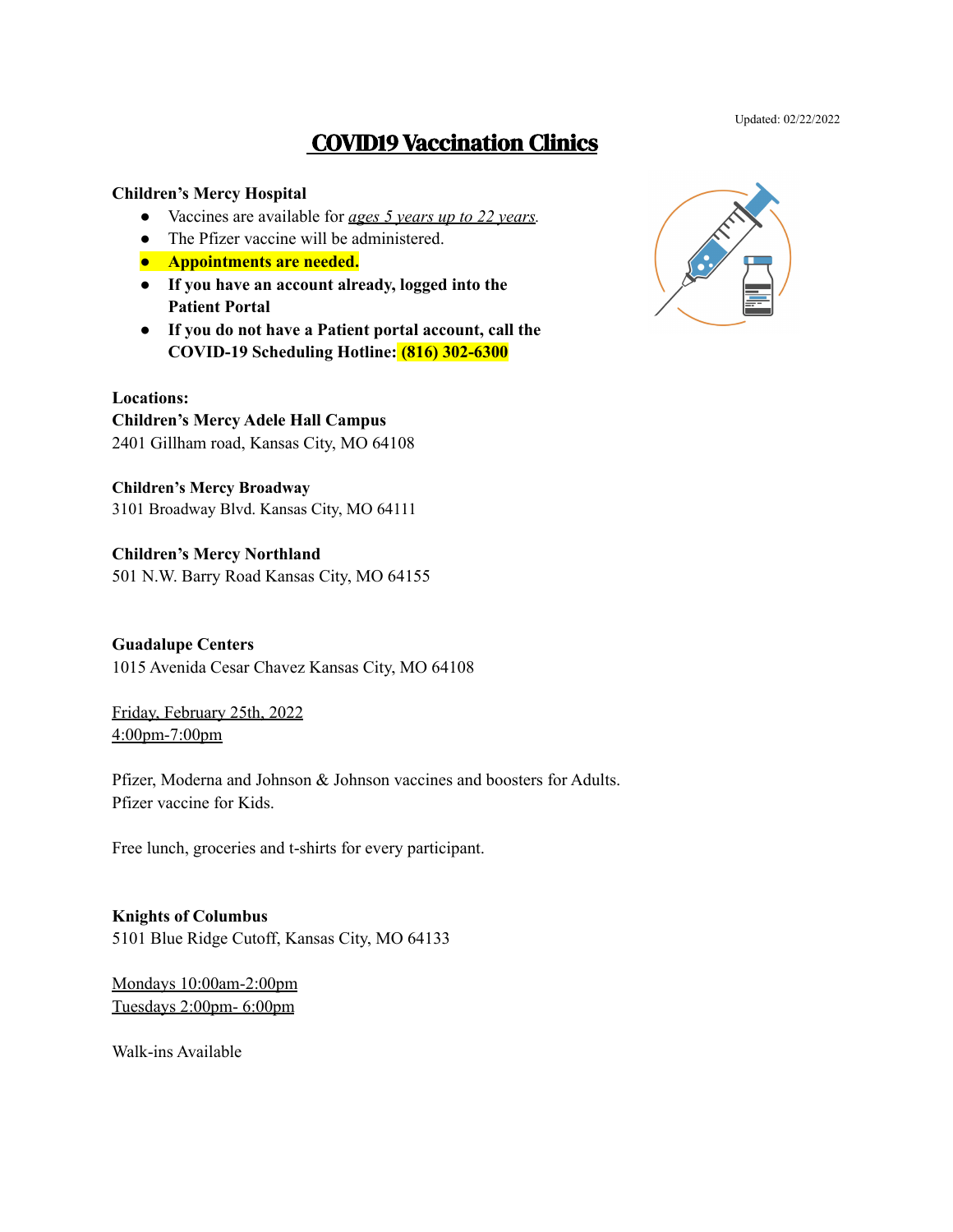Updated: 02/22/2022

# COVID19 Vaccination Clinics

**Children's Mercy Hospital**

- Vaccines are available for *ages 5 years up to 22 years*.
- The Pfizer vaccine will be administered.
- **Appointments are needed.**
- **If you have an account already, logged into the Patient Portal**
- **If you do not have a Patient portal account, call the COVID-19 Scheduling Hotline: (816) 302-6300**

**Locations:**

**Children's Mercy Adele Hall Campus**
2401 Gillham road, Kansas City, MO 64108

**Children's Mercy Broadway**
3101 Broadway Blvd. Kansas City, MO 64111

**Children's Mercy Northland**
501 N.W. Barry Road Kansas City, MO 64155

**Guadalupe Centers**
1015 Avenida Cesar Chavez Kansas City, MO 64108

Friday, February 25th, 2022
4:00pm-7:00pm

Pfizer, Moderna and Johnson & Johnson vaccines and boosters for Adults.
Pfizer vaccine for Kids.

Free lunch, groceries and t-shirts for every participant.

**Knights of Columbus**
5101 Blue Ridge Cutoff, Kansas City, MO 64133

Mondays 10:00am-2:00pm
Tuesdays 2:00pm- 6:00pm

Walk-ins Available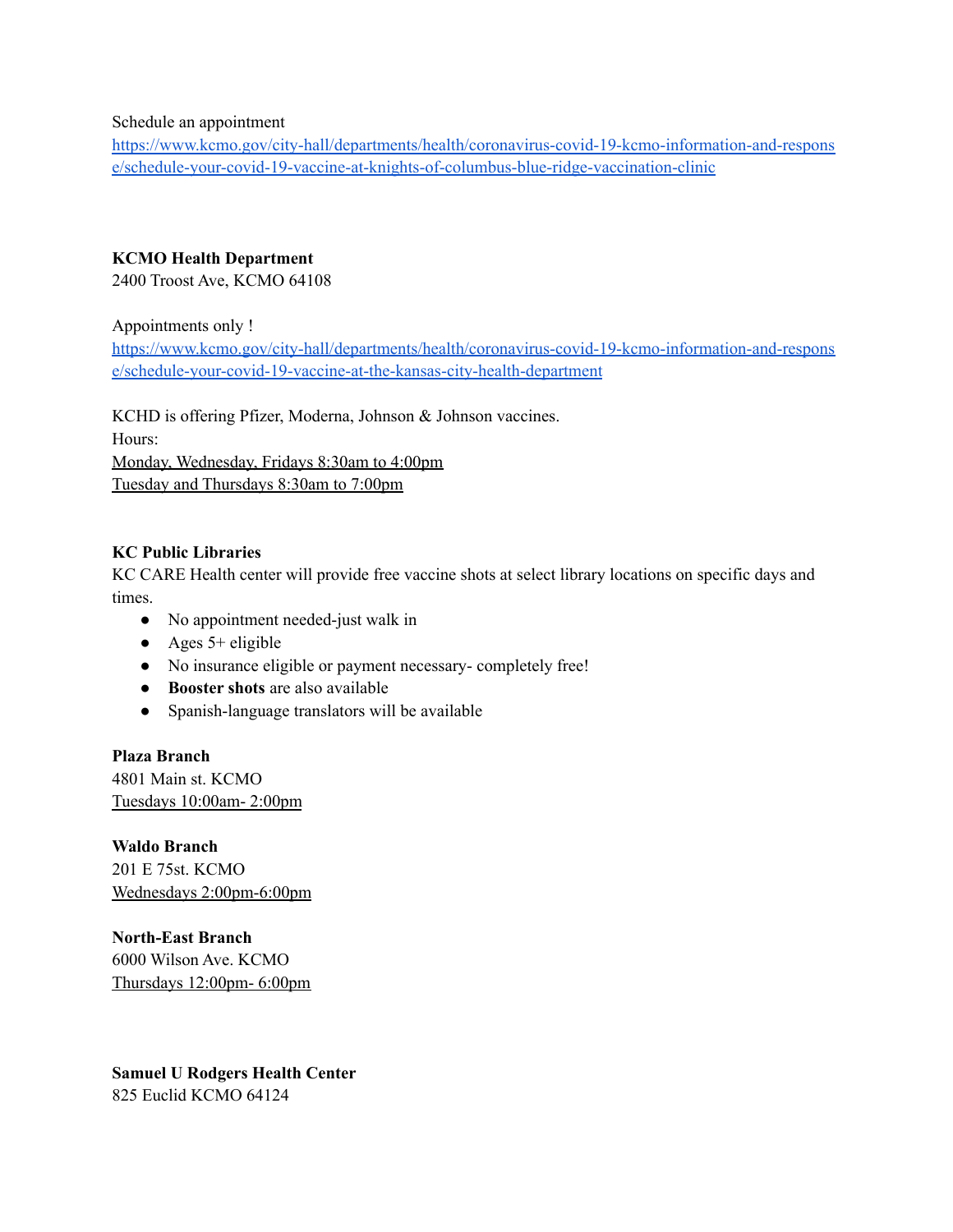Schedule an appointment
https://www.kcmo.gov/city-hall/departments/health/coronavirus-covid-19-kcmo-information-and-response/schedule-your-covid-19-vaccine-at-knights-of-columbus-blue-ridge-vaccination-clinic

**KCMO Health Department**
2400 Troost Ave, KCMO 64108

Appointments only !
https://www.kcmo.gov/city-hall/departments/health/coronavirus-covid-19-kcmo-information-and-response/schedule-your-covid-19-vaccine-at-the-kansas-city-health-department

KCHD is offering Pfizer, Moderna, Johnson & Johnson vaccines.
Hours:
<u>Monday, Wednesday, Fridays 8:30am to 4:00pm</u>
<u>Tuesday and Thursdays 8:30am to 7:00pm</u>

**KC Public Libraries**
KC CARE Health center will provide free vaccine shots at select library locations on specific days and times.

- No appointment needed-just walk in
- Ages 5+ eligible
- No insurance eligible or payment necessary- completely free!
- **Booster shots** are also available
- Spanish-language translators will be available

**Plaza Branch**
4801 Main st. KCMO
<u>Tuesdays 10:00am- 2:00pm</u>

**Waldo Branch**
201 E 75st. KCMO
<u>Wednesdays 2:00pm-6:00pm</u>

**North-East Branch**
6000 Wilson Ave. KCMO
<u>Thursdays 12:00pm- 6:00pm</u>

**Samuel U Rodgers Health Center**
825 Euclid KCMO 64124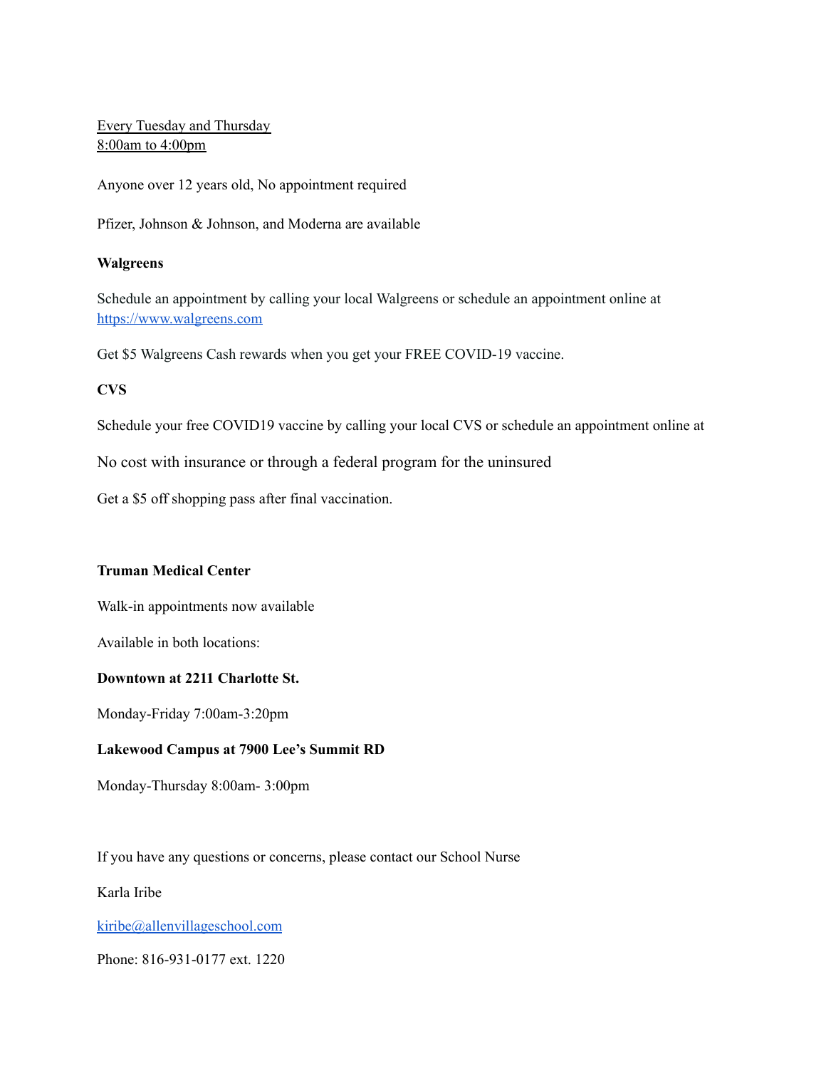Every Tuesday and Thursday
8:00am to 4:00pm

Anyone over 12 years old, No appointment required

Pfizer, Johnson & Johnson, and Moderna are available

**Walgreens**

Schedule an appointment by calling your local Walgreens or schedule an appointment online at https://www.walgreens.com

Get $5 Walgreens Cash rewards when you get your FREE COVID-19 vaccine.

**CVS**

Schedule your free COVID19 vaccine by calling your local CVS or schedule an appointment online at

No cost with insurance or through a federal program for the uninsured

Get a $5 off shopping pass after final vaccination.

**Truman Medical Center**

Walk-in appointments now available

Available in both locations:

**Downtown at 2211 Charlotte St.**

Monday-Friday 7:00am-3:20pm

**Lakewood Campus at 7900 Lee's Summit RD**

Monday-Thursday 8:00am- 3:00pm

If you have any questions or concerns, please contact our School Nurse

Karla Iribe

kiribe@allenvillageschool.com

Phone: 816-931-0177 ext. 1220